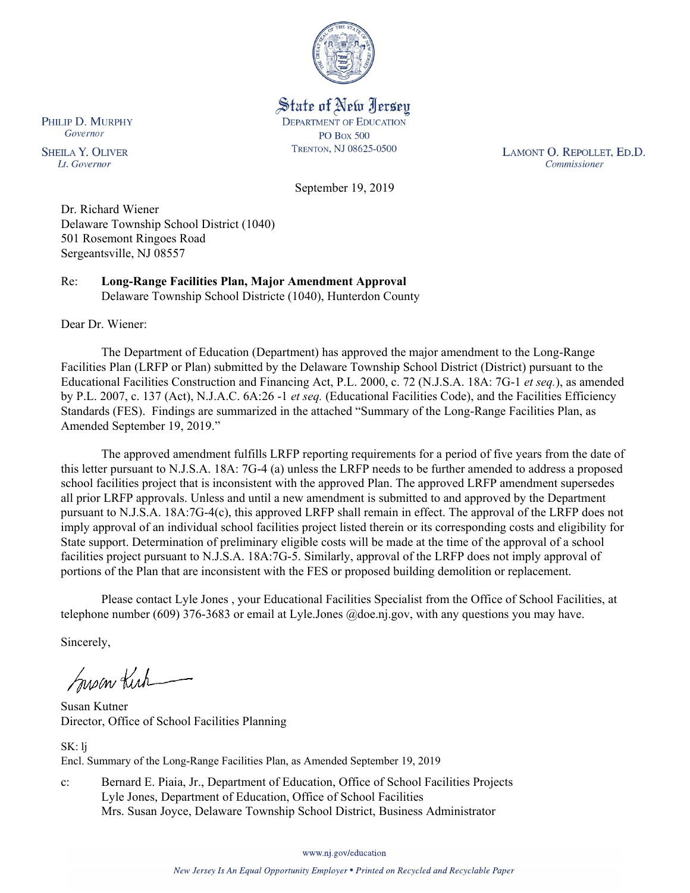State of New Jersey
DEPARTMENT OF EDUCATION
PO BOX 500
TRENTON, NJ 08625-0500

PHILIP D. MURPHY
*Governor*

SHEILA Y. OLIVER
*Lt. Governor*

LAMONT O. REPOLLET, ED.D.
*Commissioner*

September 19, 2019

Dr. Richard Wiener
Delaware Township School District (1040)
501 Rosemont Ringoes Road
Sergeantsville, NJ 08557

Re: **Long-Range Facilities Plan, Major Amendment Approval**
Delaware Township School Districte (1040), Hunterdon County

Dear Dr. Wiener:

The Department of Education (Department) has approved the major amendment to the Long-Range Facilities Plan (LRFP or Plan) submitted by the Delaware Township School District (District) pursuant to the Educational Facilities Construction and Financing Act, P.L. 2000, c. 72 (N.J.S.A. 18A: 7G-1 *et seq.*), as amended by P.L. 2007, c. 137 (Act), N.J.A.C. 6A:26 -1 *et seq.* (Educational Facilities Code), and the Facilities Efficiency Standards (FES). Findings are summarized in the attached "Summary of the Long-Range Facilities Plan, as Amended September 19, 2019."

The approved amendment fulfills LRFP reporting requirements for a period of five years from the date of this letter pursuant to N.J.S.A. 18A: 7G-4 (a) unless the LRFP needs to be further amended to address a proposed school facilities project that is inconsistent with the approved Plan. The approved LRFP amendment supersedes all prior LRFP approvals. Unless and until a new amendment is submitted to and approved by the Department pursuant to N.J.S.A. 18A:7G-4(c), this approved LRFP shall remain in effect. The approval of the LRFP does not imply approval of an individual school facilities project listed therein or its corresponding costs and eligibility for State support. Determination of preliminary eligible costs will be made at the time of the approval of a school facilities project pursuant to N.J.S.A. 18A:7G-5. Similarly, approval of the LRFP does not imply approval of portions of the Plan that are inconsistent with the FES or proposed building demolition or replacement.

Please contact Lyle Jones , your Educational Facilities Specialist from the Office of School Facilities, at telephone number (609) 376-3683 or email at Lyle.Jones @doe.nj.gov, with any questions you may have.

Sincerely,

Susan Kutner
Director, Office of School Facilities Planning

SK: lj
Encl. Summary of the Long-Range Facilities Plan, as Amended September 19, 2019

c: Bernard E. Piaia, Jr., Department of Education, Office of School Facilities Projects
Lyle Jones, Department of Education, Office of School Facilities
Mrs. Susan Joyce, Delaware Township School District, Business Administrator

www.nj.gov/education

*New Jersey Is An Equal Opportunity Employer • Printed on Recycled and Recyclable Paper*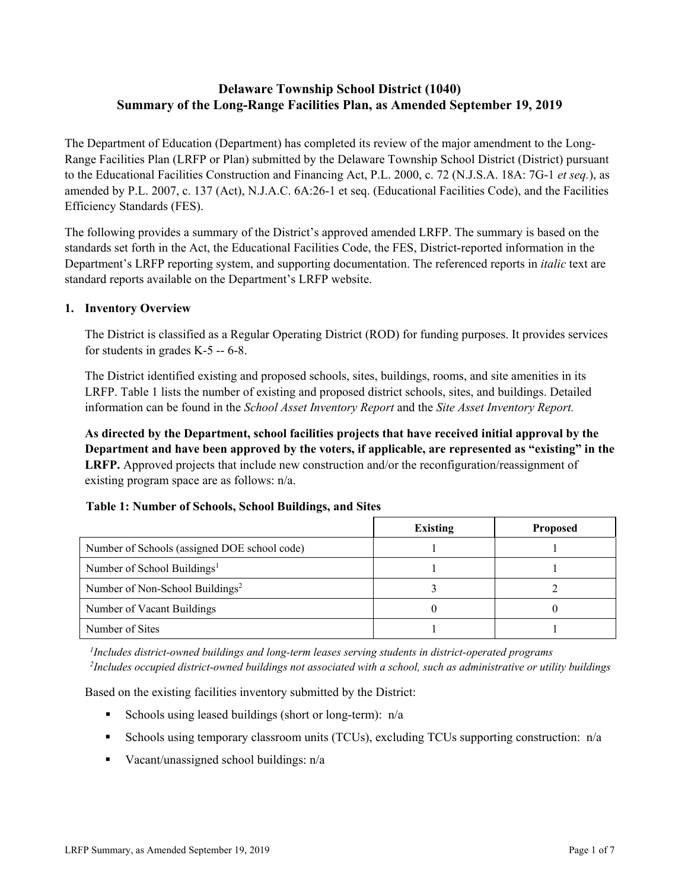# Delaware Township School District (1040)
# Summary of the Long-Range Facilities Plan, as Amended September 19, 2019

The Department of Education (Department) has completed its review of the major amendment to the Long-Range Facilities Plan (LRFP or Plan) submitted by the Delaware Township School District (District) pursuant to the Educational Facilities Construction and Financing Act, P.L. 2000, c. 72 (N.J.S.A. 18A: 7G-1 *et seq.*), as amended by P.L. 2007, c. 137 (Act), N.J.A.C. 6A:26-1 et seq. (Educational Facilities Code), and the Facilities Efficiency Standards (FES).

The following provides a summary of the District's approved amended LRFP. The summary is based on the standards set forth in the Act, the Educational Facilities Code, the FES, District-reported information in the Department's LRFP reporting system, and supporting documentation. The referenced reports in *italic* text are standard reports available on the Department's LRFP website.

## 1. Inventory Overview

The District is classified as a Regular Operating District (ROD) for funding purposes. It provides services for students in grades K-5 -- 6-8.

The District identified existing and proposed schools, sites, buildings, rooms, and site amenities in its LRFP. Table 1 lists the number of existing and proposed district schools, sites, and buildings. Detailed information can be found in the *School Asset Inventory Report* and the *Site Asset Inventory Report.*

**As directed by the Department, school facilities projects that have received initial approval by the Department and have been approved by the voters, if applicable, are represented as "existing" in the LRFP.** Approved projects that include new construction and/or the reconfiguration/reassignment of existing program space are as follows: n/a.

**Table 1: Number of Schools, School Buildings, and Sites**

| | Existing | Proposed |
|---|---|---|
| Number of Schools (assigned DOE school code) | 1 | 1 |
| Number of School Buildings[1] | 1 | 1 |
| Number of Non-School Buildings[2] | 3 | 2 |
| Number of Vacant Buildings | 0 | 0 |
| Number of Sites | 1 | 1 |

*[1]Includes district-owned buildings and long-term leases serving students in district-operated programs*
*[2]Includes occupied district-owned buildings not associated with a school, such as administrative or utility buildings*

Based on the existing facilities inventory submitted by the District:

- Schools using leased buildings (short or long-term): n/a
- Schools using temporary classroom units (TCUs), excluding TCUs supporting construction: n/a
- Vacant/unassigned school buildings: n/a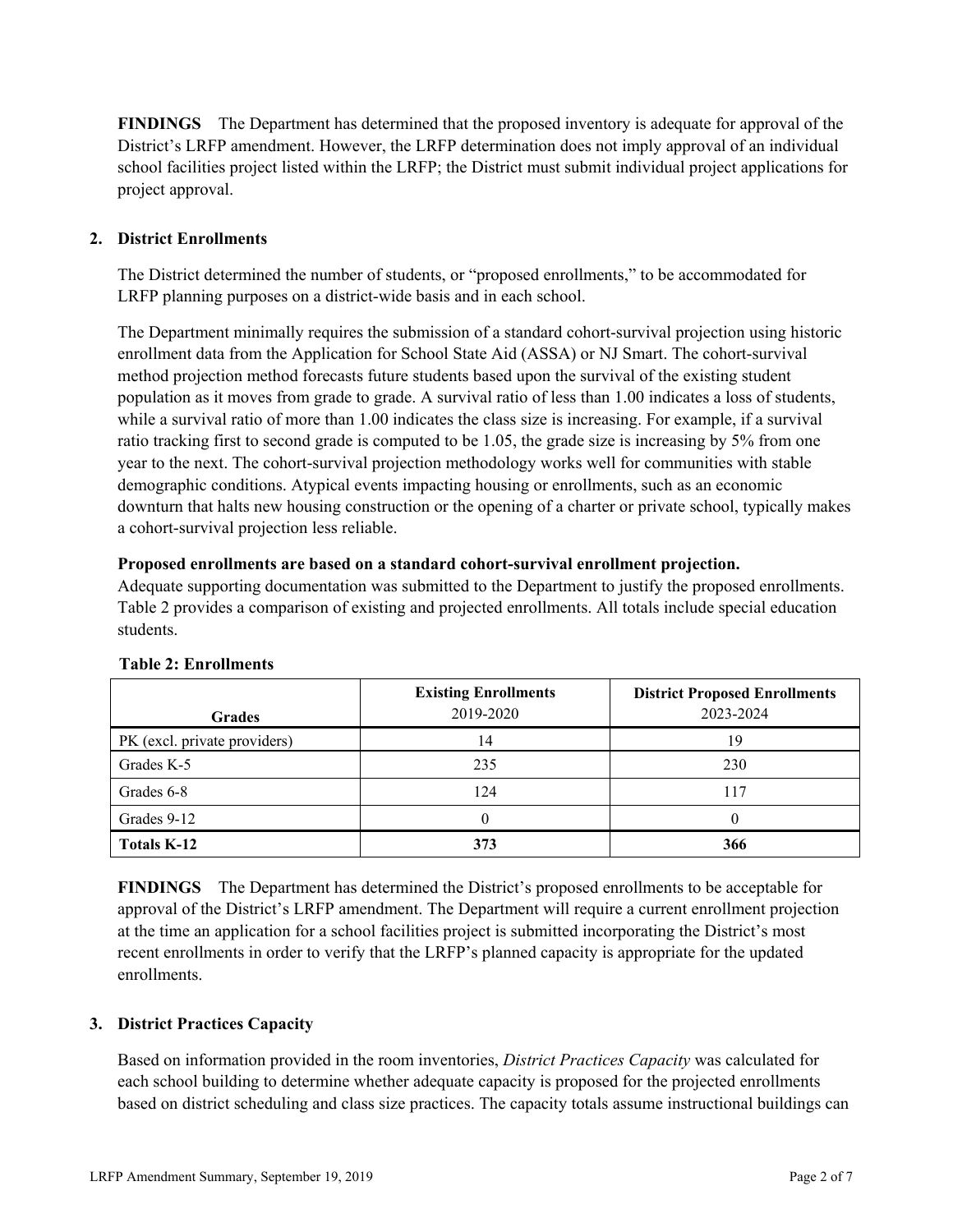**FINDINGS** The Department has determined that the proposed inventory is adequate for approval of the District's LRFP amendment. However, the LRFP determination does not imply approval of an individual school facilities project listed within the LRFP; the District must submit individual project applications for project approval.

## 2. District Enrollments

The District determined the number of students, or "proposed enrollments," to be accommodated for LRFP planning purposes on a district-wide basis and in each school.

The Department minimally requires the submission of a standard cohort-survival projection using historic enrollment data from the Application for School State Aid (ASSA) or NJ Smart. The cohort-survival method projection method forecasts future students based upon the survival of the existing student population as it moves from grade to grade. A survival ratio of less than 1.00 indicates a loss of students, while a survival ratio of more than 1.00 indicates the class size is increasing. For example, if a survival ratio tracking first to second grade is computed to be 1.05, the grade size is increasing by 5% from one year to the next. The cohort-survival projection methodology works well for communities with stable demographic conditions. Atypical events impacting housing or enrollments, such as an economic downturn that halts new housing construction or the opening of a charter or private school, typically makes a cohort-survival projection less reliable.

**Proposed enrollments are based on a standard cohort-survival enrollment projection.**
Adequate supporting documentation was submitted to the Department to justify the proposed enrollments. Table 2 provides a comparison of existing and projected enrollments. All totals include special education students.

**Table 2: Enrollments**

| Grades | Existing Enrollments 2019-2020 | District Proposed Enrollments 2023-2024 |
|---|---|---|
| PK (excl. private providers) | 14 | 19 |
| Grades K-5 | 235 | 230 |
| Grades 6-8 | 124 | 117 |
| Grades 9-12 | 0 | 0 |
| **Totals K-12** | **373** | **366** |

**FINDINGS** The Department has determined the District's proposed enrollments to be acceptable for approval of the District's LRFP amendment. The Department will require a current enrollment projection at the time an application for a school facilities project is submitted incorporating the District's most recent enrollments in order to verify that the LRFP's planned capacity is appropriate for the updated enrollments.

## 3. District Practices Capacity

Based on information provided in the room inventories, *District Practices Capacity* was calculated for each school building to determine whether adequate capacity is proposed for the projected enrollments based on district scheduling and class size practices. The capacity totals assume instructional buildings can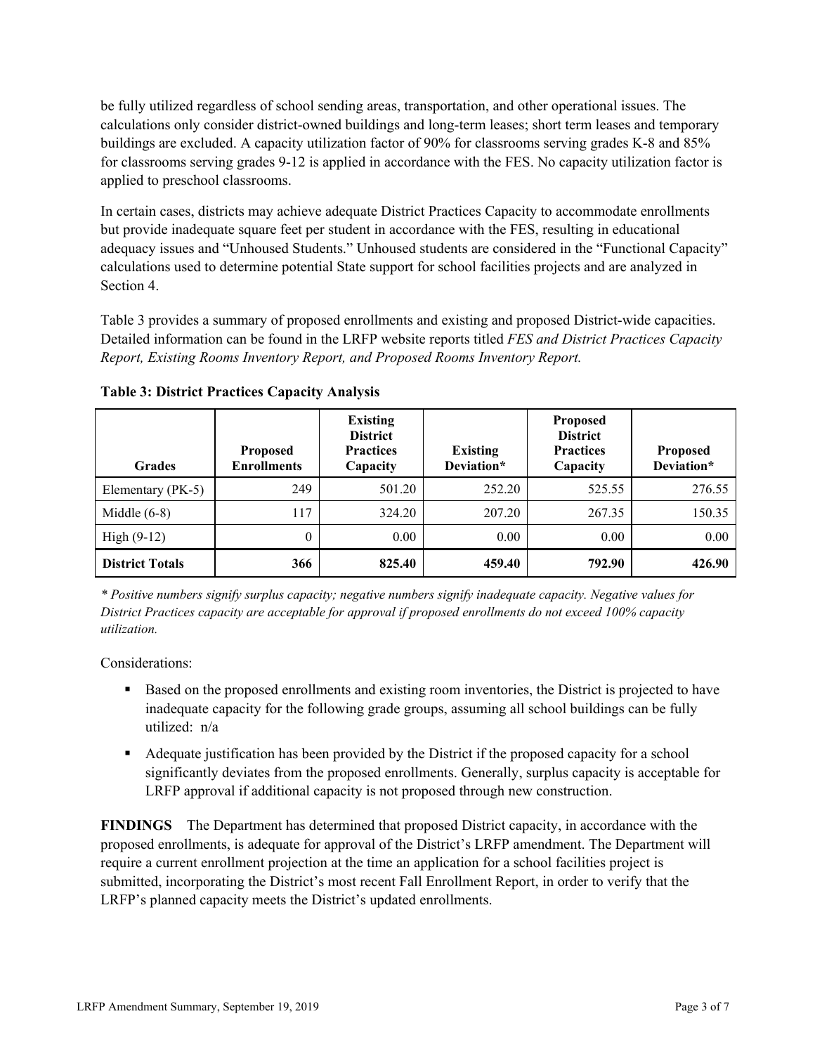be fully utilized regardless of school sending areas, transportation, and other operational issues. The calculations only consider district-owned buildings and long-term leases; short term leases and temporary buildings are excluded. A capacity utilization factor of 90% for classrooms serving grades K-8 and 85% for classrooms serving grades 9-12 is applied in accordance with the FES. No capacity utilization factor is applied to preschool classrooms.

In certain cases, districts may achieve adequate District Practices Capacity to accommodate enrollments but provide inadequate square feet per student in accordance with the FES, resulting in educational adequacy issues and "Unhoused Students." Unhoused students are considered in the "Functional Capacity" calculations used to determine potential State support for school facilities projects and are analyzed in Section 4.

Table 3 provides a summary of proposed enrollments and existing and proposed District-wide capacities. Detailed information can be found in the LRFP website reports titled *FES and District Practices Capacity Report, Existing Rooms Inventory Report, and Proposed Rooms Inventory Report.*

**Table 3: District Practices Capacity Analysis**

| Grades | Proposed Enrollments | Existing District Practices Capacity | Existing Deviation* | Proposed District Practices Capacity | Proposed Deviation* |
|---|---|---|---|---|---|
| Elementary (PK-5) | 249 | 501.20 | 252.20 | 525.55 | 276.55 |
| Middle (6-8) | 117 | 324.20 | 207.20 | 267.35 | 150.35 |
| High (9-12) | 0 | 0.00 | 0.00 | 0.00 | 0.00 |
| **District Totals** | **366** | **825.40** | **459.40** | **792.90** | **426.90** |

*\* Positive numbers signify surplus capacity; negative numbers signify inadequate capacity. Negative values for District Practices capacity are acceptable for approval if proposed enrollments do not exceed 100% capacity utilization.*

Considerations:

- Based on the proposed enrollments and existing room inventories, the District is projected to have inadequate capacity for the following grade groups, assuming all school buildings can be fully utilized: n/a
- Adequate justification has been provided by the District if the proposed capacity for a school significantly deviates from the proposed enrollments. Generally, surplus capacity is acceptable for LRFP approval if additional capacity is not proposed through new construction.

**FINDINGS** The Department has determined that proposed District capacity, in accordance with the proposed enrollments, is adequate for approval of the District's LRFP amendment. The Department will require a current enrollment projection at the time an application for a school facilities project is submitted, incorporating the District's most recent Fall Enrollment Report, in order to verify that the LRFP's planned capacity meets the District's updated enrollments.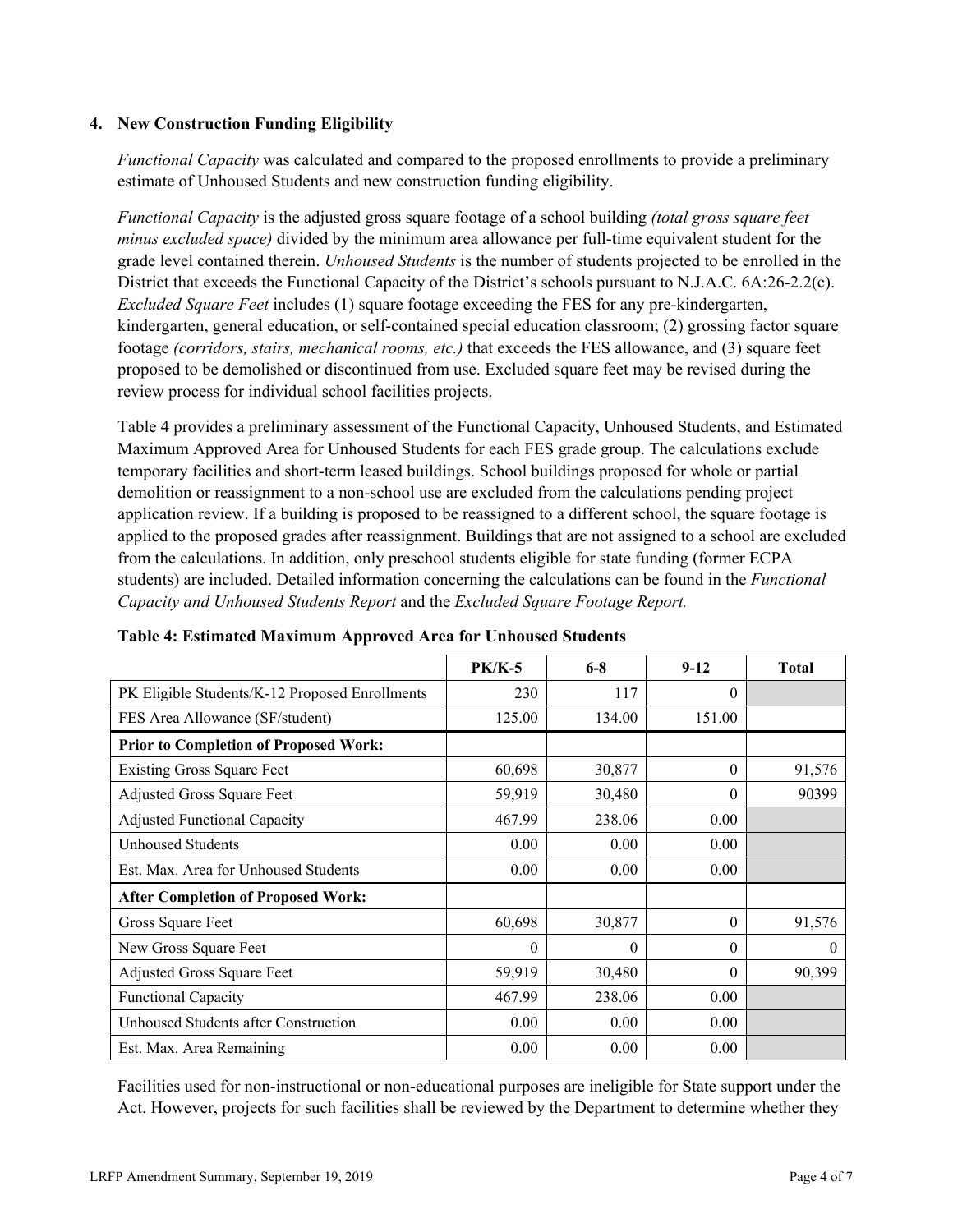### 4. New Construction Funding Eligibility

*Functional Capacity* was calculated and compared to the proposed enrollments to provide a preliminary estimate of Unhoused Students and new construction funding eligibility.

*Functional Capacity* is the adjusted gross square footage of a school building *(total gross square feet minus excluded space)* divided by the minimum area allowance per full-time equivalent student for the grade level contained therein. *Unhoused Students* is the number of students projected to be enrolled in the District that exceeds the Functional Capacity of the District's schools pursuant to N.J.A.C. 6A:26-2.2(c). *Excluded Square Feet* includes (1) square footage exceeding the FES for any pre-kindergarten, kindergarten, general education, or self-contained special education classroom; (2) grossing factor square footage *(corridors, stairs, mechanical rooms, etc.)* that exceeds the FES allowance, and (3) square feet proposed to be demolished or discontinued from use. Excluded square feet may be revised during the review process for individual school facilities projects.

Table 4 provides a preliminary assessment of the Functional Capacity, Unhoused Students, and Estimated Maximum Approved Area for Unhoused Students for each FES grade group. The calculations exclude temporary facilities and short-term leased buildings. School buildings proposed for whole or partial demolition or reassignment to a non-school use are excluded from the calculations pending project application review. If a building is proposed to be reassigned to a different school, the square footage is applied to the proposed grades after reassignment. Buildings that are not assigned to a school are excluded from the calculations. In addition, only preschool students eligible for state funding (former ECPA students) are included. Detailed information concerning the calculations can be found in the *Functional Capacity and Unhoused Students Report* and the *Excluded Square Footage Report.*

**Table 4: Estimated Maximum Approved Area for Unhoused Students**

| | PK/K-5 | 6-8 | 9-12 | Total |
|---|---|---|---|---|
| PK Eligible Students/K-12 Proposed Enrollments | 230 | 117 | 0 | |
| FES Area Allowance (SF/student) | 125.00 | 134.00 | 151.00 | |
| **Prior to Completion of Proposed Work:** | | | | |
| Existing Gross Square Feet | 60,698 | 30,877 | 0 | 91,576 |
| Adjusted Gross Square Feet | 59,919 | 30,480 | 0 | 90399 |
| Adjusted Functional Capacity | 467.99 | 238.06 | 0.00 | |
| Unhoused Students | 0.00 | 0.00 | 0.00 | |
| Est. Max. Area for Unhoused Students | 0.00 | 0.00 | 0.00 | |
| **After Completion of Proposed Work:** | | | | |
| Gross Square Feet | 60,698 | 30,877 | 0 | 91,576 |
| New Gross Square Feet | 0 | 0 | 0 | 0 |
| Adjusted Gross Square Feet | 59,919 | 30,480 | 0 | 90,399 |
| Functional Capacity | 467.99 | 238.06 | 0.00 | |
| Unhoused Students after Construction | 0.00 | 0.00 | 0.00 | |
| Est. Max. Area Remaining | 0.00 | 0.00 | 0.00 | |

Facilities used for non-instructional or non-educational purposes are ineligible for State support under the Act. However, projects for such facilities shall be reviewed by the Department to determine whether they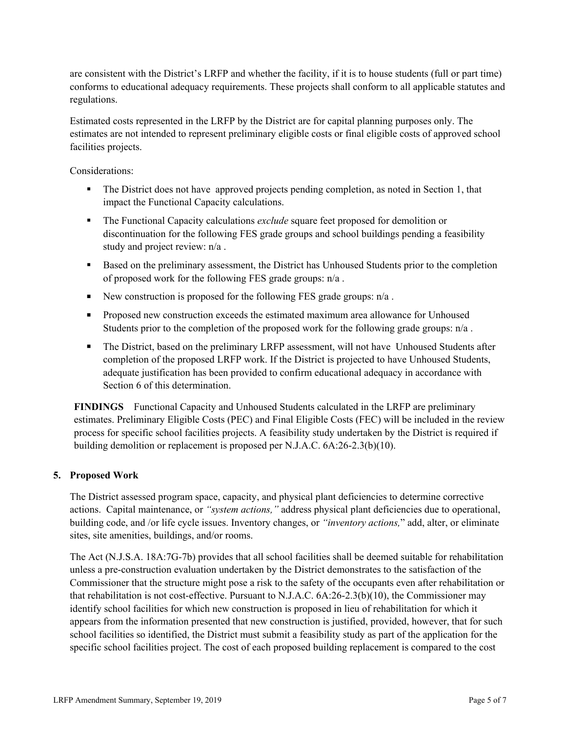are consistent with the District's LRFP and whether the facility, if it is to house students (full or part time) conforms to educational adequacy requirements. These projects shall conform to all applicable statutes and regulations.

Estimated costs represented in the LRFP by the District are for capital planning purposes only. The estimates are not intended to represent preliminary eligible costs or final eligible costs of approved school facilities projects.

Considerations:

- The District does not have approved projects pending completion, as noted in Section 1, that impact the Functional Capacity calculations.
- The Functional Capacity calculations *exclude* square feet proposed for demolition or discontinuation for the following FES grade groups and school buildings pending a feasibility study and project review: n/a .
- Based on the preliminary assessment, the District has Unhoused Students prior to the completion of proposed work for the following FES grade groups: n/a .
- New construction is proposed for the following FES grade groups: n/a .
- Proposed new construction exceeds the estimated maximum area allowance for Unhoused Students prior to the completion of the proposed work for the following grade groups: n/a .
- The District, based on the preliminary LRFP assessment, will not have Unhoused Students after completion of the proposed LRFP work. If the District is projected to have Unhoused Students, adequate justification has been provided to confirm educational adequacy in accordance with Section 6 of this determination.

**FINDINGS** Functional Capacity and Unhoused Students calculated in the LRFP are preliminary estimates. Preliminary Eligible Costs (PEC) and Final Eligible Costs (FEC) will be included in the review process for specific school facilities projects. A feasibility study undertaken by the District is required if building demolition or replacement is proposed per N.J.A.C. 6A:26-2.3(b)(10).

## 5. Proposed Work

The District assessed program space, capacity, and physical plant deficiencies to determine corrective actions. Capital maintenance, or *"system actions,"* address physical plant deficiencies due to operational, building code, and /or life cycle issues. Inventory changes, or *"inventory actions,"* add, alter, or eliminate sites, site amenities, buildings, and/or rooms.

The Act (N.J.S.A. 18A:7G-7b) provides that all school facilities shall be deemed suitable for rehabilitation unless a pre-construction evaluation undertaken by the District demonstrates to the satisfaction of the Commissioner that the structure might pose a risk to the safety of the occupants even after rehabilitation or that rehabilitation is not cost-effective. Pursuant to N.J.A.C. 6A:26-2.3(b)(10), the Commissioner may identify school facilities for which new construction is proposed in lieu of rehabilitation for which it appears from the information presented that new construction is justified, provided, however, that for such school facilities so identified, the District must submit a feasibility study as part of the application for the specific school facilities project. The cost of each proposed building replacement is compared to the cost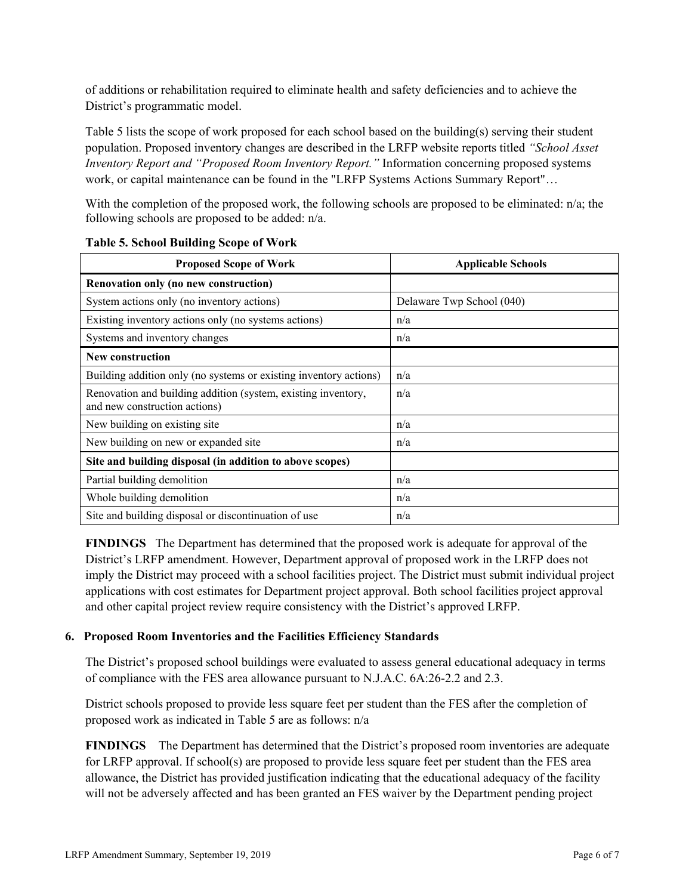of additions or rehabilitation required to eliminate health and safety deficiencies and to achieve the District's programmatic model.

Table 5 lists the scope of work proposed for each school based on the building(s) serving their student population. Proposed inventory changes are described in the LRFP website reports titled *"School Asset Inventory Report and "Proposed Room Inventory Report."* Information concerning proposed systems work, or capital maintenance can be found in the "LRFP Systems Actions Summary Report"…

With the completion of the proposed work, the following schools are proposed to be eliminated: n/a; the following schools are proposed to be added: n/a.

**Table 5. School Building Scope of Work**

| Proposed Scope of Work | Applicable Schools |
|---|---|
| **Renovation only (no new construction)** | |
| System actions only (no inventory actions) | Delaware Twp School (040) |
| Existing inventory actions only (no systems actions) | n/a |
| Systems and inventory changes | n/a |
| **New construction** | |
| Building addition only (no systems or existing inventory actions) | n/a |
| Renovation and building addition (system, existing inventory, and new construction actions) | n/a |
| New building on existing site | n/a |
| New building on new or expanded site | n/a |
| **Site and building disposal (in addition to above scopes)** | |
| Partial building demolition | n/a |
| Whole building demolition | n/a |
| Site and building disposal or discontinuation of use | n/a |

**FINDINGS** The Department has determined that the proposed work is adequate for approval of the District's LRFP amendment. However, Department approval of proposed work in the LRFP does not imply the District may proceed with a school facilities project. The District must submit individual project applications with cost estimates for Department project approval. Both school facilities project approval and other capital project review require consistency with the District's approved LRFP.

### 6. Proposed Room Inventories and the Facilities Efficiency Standards

The District's proposed school buildings were evaluated to assess general educational adequacy in terms of compliance with the FES area allowance pursuant to N.J.A.C. 6A:26-2.2 and 2.3.

District schools proposed to provide less square feet per student than the FES after the completion of proposed work as indicated in Table 5 are as follows: n/a

**FINDINGS** The Department has determined that the District's proposed room inventories are adequate for LRFP approval. If school(s) are proposed to provide less square feet per student than the FES area allowance, the District has provided justification indicating that the educational adequacy of the facility will not be adversely affected and has been granted an FES waiver by the Department pending project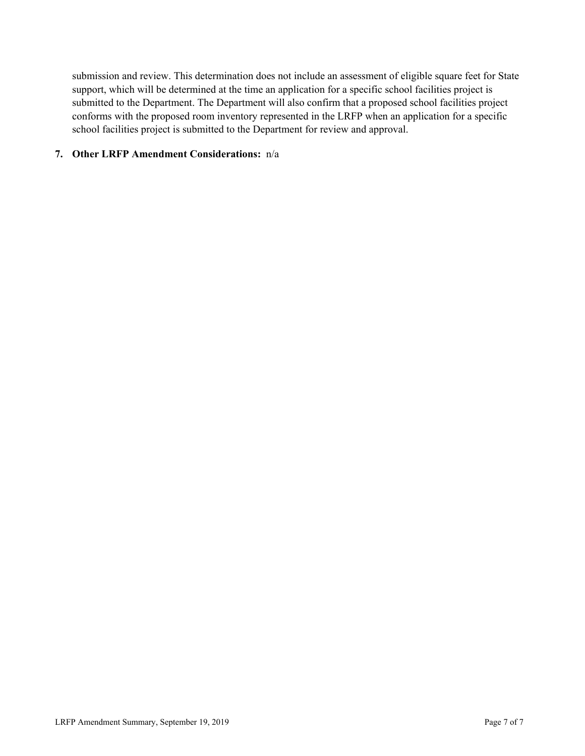submission and review. This determination does not include an assessment of eligible square feet for State support, which will be determined at the time an application for a specific school facilities project is submitted to the Department. The Department will also confirm that a proposed school facilities project conforms with the proposed room inventory represented in the LRFP when an application for a specific school facilities project is submitted to the Department for review and approval.

7. **Other LRFP Amendment Considerations:** n/a